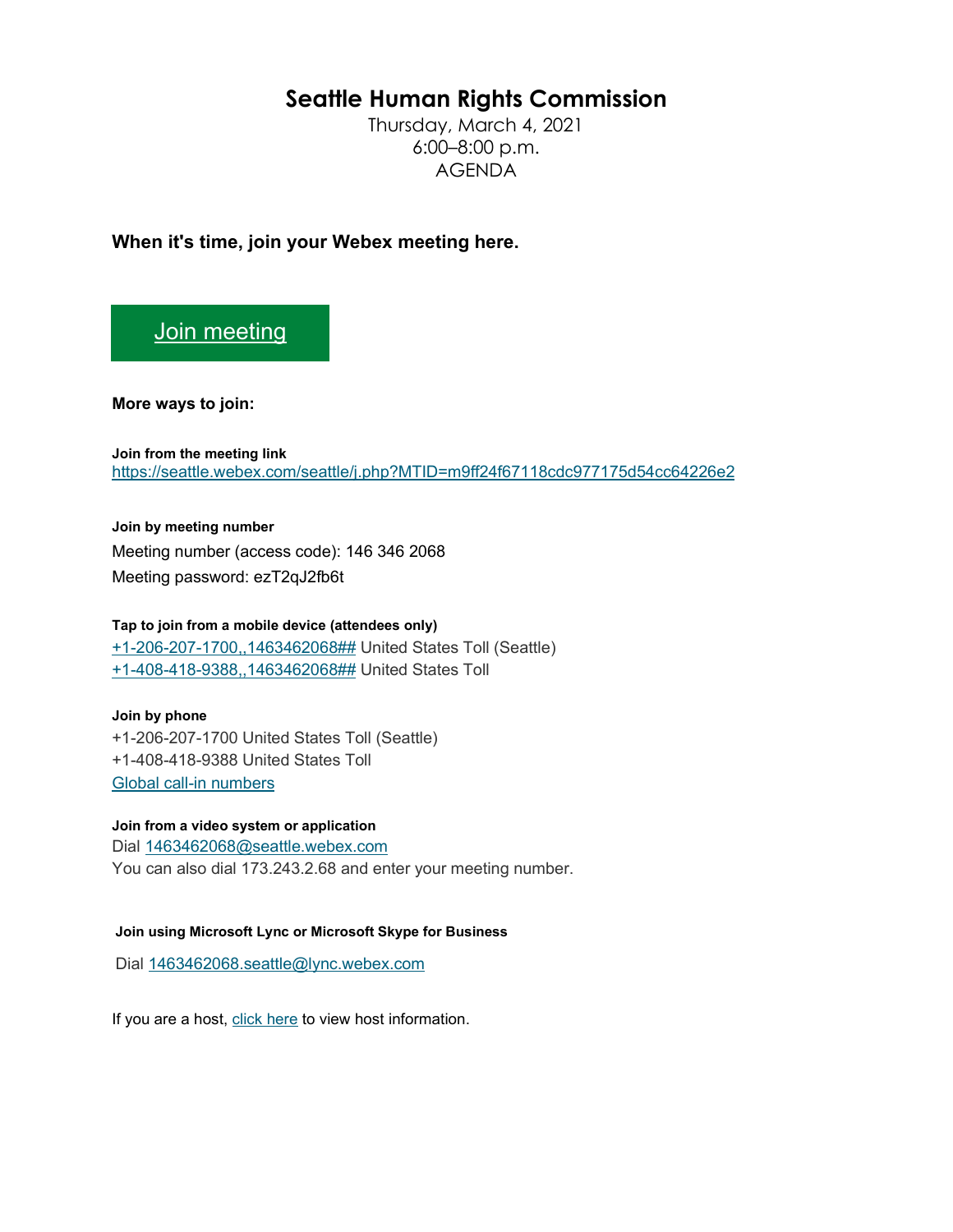# Seattle Human Rights Commission

Thursday, March 4, 2021
6:00–8:00 p.m.
AGENDA

**When it's time, join your Webex meeting here.**

[Join meeting]

**More ways to join:**

**Join from the meeting link**
https://seattle.webex.com/seattle/j.php?MTID=m9ff24f67118cdc977175d54cc64226e2

**Join by meeting number**
Meeting number (access code): 146 346 2068
Meeting password: ezT2qJ2fb6t

**Tap to join from a mobile device (attendees only)**
+1-206-207-1700,,1463462068## United States Toll (Seattle)
+1-408-418-9388,,1463462068## United States Toll

**Join by phone**
+1-206-207-1700 United States Toll (Seattle)
+1-408-418-9388 United States Toll
Global call-in numbers

**Join from a video system or application**
Dial 1463462068@seattle.webex.com
You can also dial 173.243.2.68 and enter your meeting number.

**Join using Microsoft Lync or Microsoft Skype for Business**

Dial 1463462068.seattle@lync.webex.com

If you are a host, click here to view host information.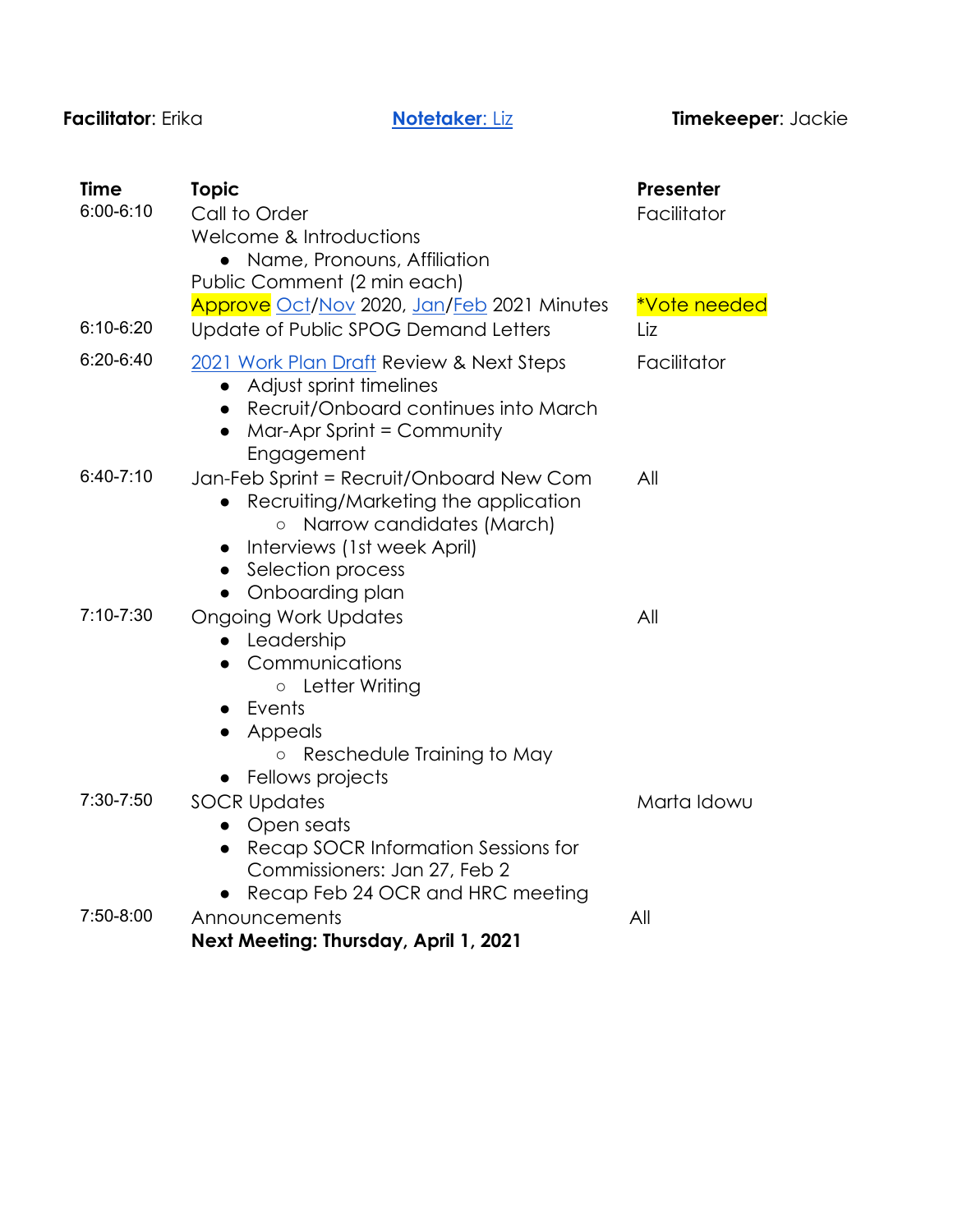**Facilitator**: Erika **Notetaker**: Liz **Timekeeper**: Jackie

| **Time** | **Topic** | **Presenter** |
|---|---|---|
| 6:00-6:10 | Call to Order<br>Welcome & Introductions<br>• Name, Pronouns, Affiliation<br>Public Comment (2 min each)<br>Approve Oct/Nov 2020, Jan/Feb 2021 Minutes | Facilitator<br><br><br><br>*Vote needed |
| 6:10-6:20 | Update of Public SPOG Demand Letters | Liz |
| 6:20-6:40 | 2021 Work Plan Draft Review & Next Steps<br>• Adjust sprint timelines<br>• Recruit/Onboard continues into March<br>• Mar-Apr Sprint = Community Engagement | Facilitator |
| 6:40-7:10 | Jan-Feb Sprint = Recruit/Onboard New Com<br>• Recruiting/Marketing the application<br>  ○ Narrow candidates (March)<br>• Interviews (1st week April)<br>• Selection process<br>• Onboarding plan | All |
| 7:10-7:30 | Ongoing Work Updates<br>• Leadership<br>• Communications<br>  ○ Letter Writing<br>• Events<br>• Appeals<br>  ○ Reschedule Training to May<br>• Fellows projects | All |
| 7:30-7:50 | SOCR Updates<br>• Open seats<br>• Recap SOCR Information Sessions for Commissioners: Jan 27, Feb 2<br>• Recap Feb 24 OCR and HRC meeting | Marta Idowu |
| 7:50-8:00 | Announcements<br>**Next Meeting: Thursday, April 1, 2021** | All |